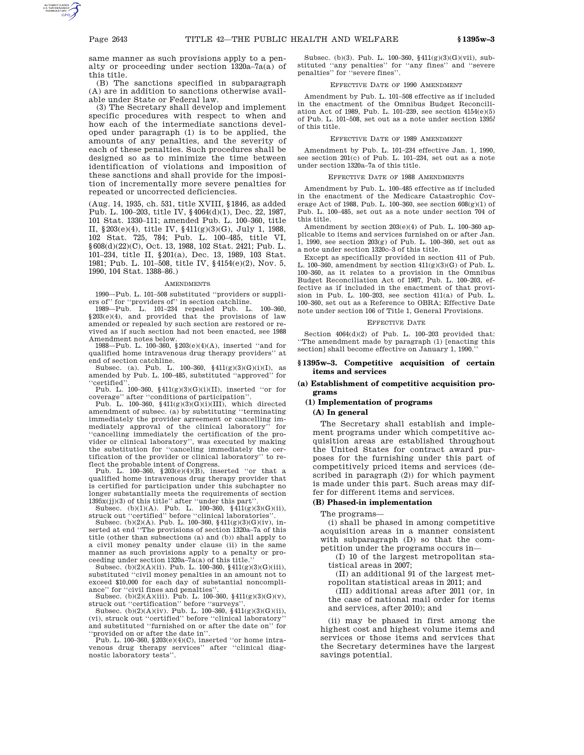same manner as such provisions apply to a penalty or proceeding under section 1320a–7a(a) of this title.

(B) The sanctions specified in subparagraph (A) are in addition to sanctions otherwise available under State or Federal law.

(3) The Secretary shall develop and implement specific procedures with respect to when and how each of the intermediate sanctions developed under paragraph (1) is to be applied, the amounts of any penalties, and the severity of each of these penalties. Such procedures shall be designed so as to minimize the time between identification of violations and imposition of these sanctions and shall provide for the imposition of incrementally more severe penalties for repeated or uncorrected deficiencies.

(Aug. 14, 1935, ch. 531, title XVIII, §1846, as added Pub. L. 100–203, title IV, §4064(d)(1), Dec. 22, 1987, 101 Stat. 1330–111; amended Pub. L. 100–360, title II, §203(e)(4), title IV, §411(g)(3)(G), July 1, 1988, 102 Stat. 725, 784; Pub. L. 100–485, title VI, §608(d)(22)(C), Oct. 13, 1988, 102 Stat. 2421; Pub. L. 101–234, title II, §201(a), Dec. 13, 1989, 103 Stat. 1981; Pub. L. 101–508, title IV, §4154(e)(2), Nov. 5, 1990, 104 Stat. 1388–86.)

AMENDMENTS

1990—Pub. L. 101–508 substituted "providers or suppliers of" for "providers of" in section catchline.

1989—Pub. L. 101–234 repealed Pub. L. 100–360, §203(e)(4), and provided that the provisions of law amended or repealed by such section are restored or revived as if such section had not been enacted, see 1988 Amendment notes below.

1988—Pub. L. 100–360, §203(e)(4)(A), inserted "and for qualified home intravenous drug therapy providers" at end of section catchline.

Subsec. (a). Pub. L. 100–360, §411(g)(3)(G)(i)(I), as amended by Pub. L. 100–485, substituted "approved" for "certified".

Pub. L. 100–360, §411(g)(3)(G)(i)(II), inserted "or for coverage" after "conditions of participation".

Pub. L. 100–360, §411(g)(3)(G)(i)(III), which directed amendment of subsec. (a) by substituting "terminating immediately the provider agreement or cancelling immediately approval of the clinical laboratory" for "cancelling immediately the certification of the provider or clinical laboratory", was executed by making the substitution for "canceling immediately the certification of the provider or clinical laboratory" to reflect the probable intent of Congress.

Pub. L. 100–360, §203(e)(4)(B), inserted "or that a qualified home intravenous drug therapy provider that is certified for participation under this subchapter no longer substantially meets the requirements of section 1395x(jj)(3) of this title" after "under this part".

Subsec. (b)(1)(A). Pub. L. 100–360, §411(g)(3)(G)(ii), struck out "certified" before "clinical laboratories".

Subsec. (b)(2)(A). Pub. L. 100–360, §411(g)(3)(G)(iv), inserted at end "The provisions of section 1320a–7a of this title (other than subsections (a) and (b)) shall apply to a civil money penalty under clause (ii) in the same manner as such provisions apply to a penalty or proceeding under section 1320a–7a(a) of this title."

Subsec. (b)(2)(A)(ii). Pub. L. 100–360, §411(g)(3)(G)(iii), substituted "civil money penalties in an amount not to exceed $10,000 for each day of substantial noncompliance" for "civil fines and penalties".

Subsec. (b)(2)(A)(iii). Pub. L. 100–360, §411(g)(3)(G)(v), struck out "certification" before "surveys".

Subsec. (b)(2)(A)(iv). Pub. L. 100–360, §411(g)(3)(G)(ii), (vi), struck out "certified" before "clinical laboratory" and substituted "furnished on or after the date on" for "provided on or after the date in".

Pub. L. 100–360, §203(e)(4)(C), inserted "or home intravenous drug therapy services" after "clinical diagnostic laboratory tests".

Subsec. (b)(3). Pub. L. 100–360, §411(g)(3)(G)(vii), substituted "any penalties" for "any fines" and "severe penalties" for "severe fines".

EFFECTIVE DATE OF 1990 AMENDMENT

Amendment by Pub. L. 101–508 effective as if included in the enactment of the Omnibus Budget Reconciliation Act of 1989, Pub. L. 101–239, see section 4154(e)(5) of Pub. L. 101–508, set out as a note under section 1395*l* of this title.

EFFECTIVE DATE OF 1989 AMENDMENT

Amendment by Pub. L. 101–234 effective Jan. 1, 1990, see section 201(c) of Pub. L. 101–234, set out as a note under section 1320a–7a of this title.

EFFECTIVE DATE OF 1988 AMENDMENTS

Amendment by Pub. L. 100–485 effective as if included in the enactment of the Medicare Catastrophic Coverage Act of 1988, Pub. L. 100–360, see section 608(g)(1) of Pub. L. 100–485, set out as a note under section 704 of this title.

Amendment by section 203(e)(4) of Pub. L. 100–360 applicable to items and services furnished on or after Jan. 1, 1990, see section 203(g) of Pub. L. 100–360, set out as a note under section 1320c–3 of this title.

Except as specifically provided in section 411 of Pub. L. 100–360, amendment by section 411(g)(3)(G) of Pub. L. 100–360, as it relates to a provision in the Omnibus Budget Reconciliation Act of 1987, Pub. L. 100–203, effective as if included in the enactment of that provision in Pub. L. 100–203, see section 411(a) of Pub. L. 100–360, set out as a Reference to OBRA; Effective Date note under section 106 of Title 1, General Provisions.

EFFECTIVE DATE

Section 4064(d)(2) of Pub. L. 100–203 provided that: "The amendment made by paragraph (1) [enacting this section] shall become effective on January 1, 1990."

## §1395w–3. Competitive acquisition of certain items and services

### (a) Establishment of competitive acquisition programs

#### (1) Implementation of programs

##### (A) In general

The Secretary shall establish and implement programs under which competitive acquisition areas are established throughout the United States for contract award purposes for the furnishing under this part of competitively priced items and services (described in paragraph (2)) for which payment is made under this part. Such areas may differ for different items and services.

##### (B) Phased-in implementation

The programs—

(i) shall be phased in among competitive acquisition areas in a manner consistent with subparagraph (D) so that the competition under the programs occurs in—

(I) 10 of the largest metropolitan statistical areas in 2007;

(II) an additional 91 of the largest metropolitan statistical areas in 2011; and

(III) additional areas after 2011 (or, in the case of national mail order for items and services, after 2010); and

(ii) may be phased in first among the highest cost and highest volume items and services or those items and services that the Secretary determines have the largest savings potential.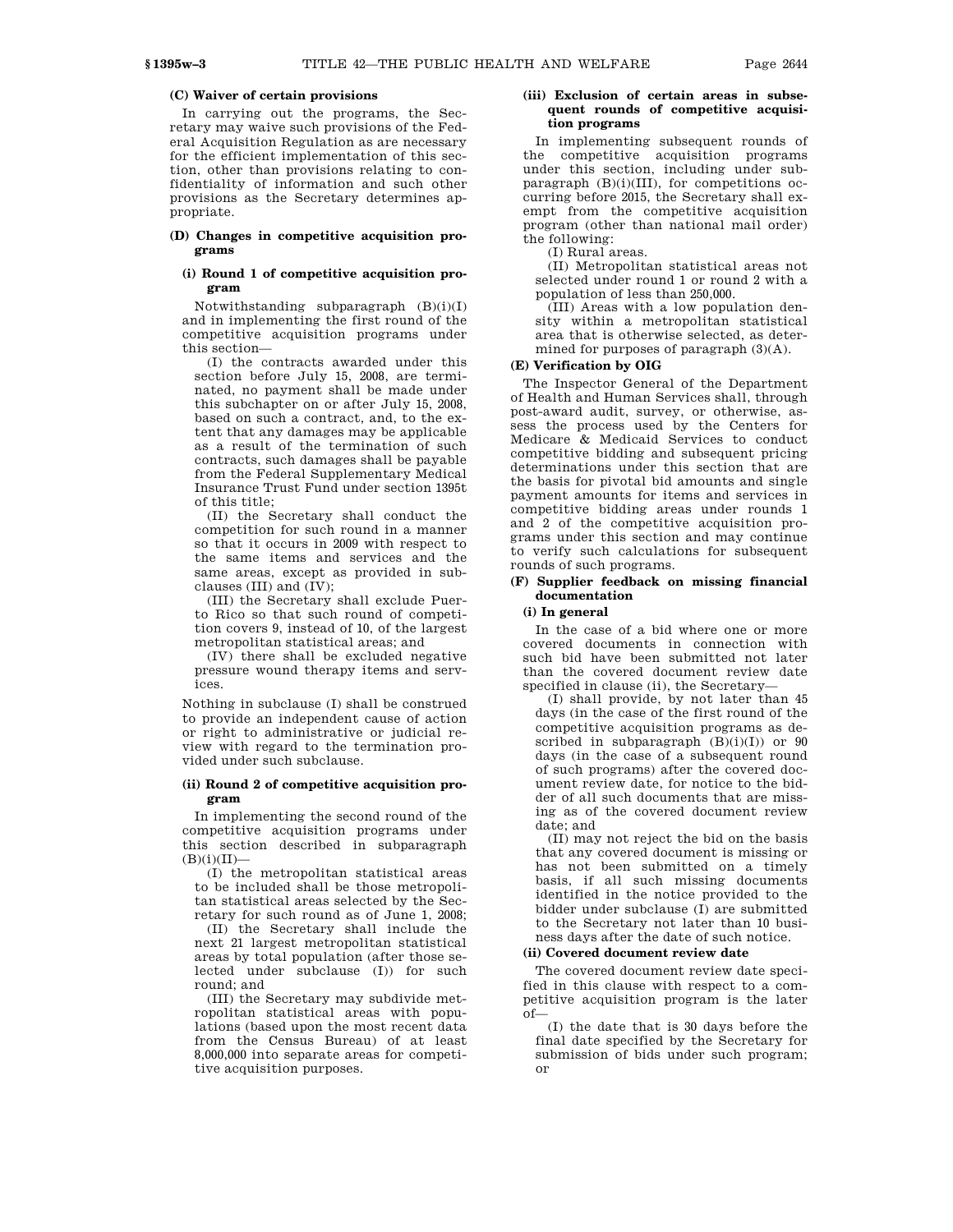#### (C) Waiver of certain provisions

In carrying out the programs, the Secretary may waive such provisions of the Federal Acquisition Regulation as are necessary for the efficient implementation of this section, other than provisions relating to confidentiality of information and such other provisions as the Secretary determines appropriate.

#### (D) Changes in competitive acquisition programs

##### (i) Round 1 of competitive acquisition program

Notwithstanding subparagraph (B)(i)(I) and in implementing the first round of the competitive acquisition programs under this section—

(I) the contracts awarded under this section before July 15, 2008, are terminated, no payment shall be made under this subchapter on or after July 15, 2008, based on such a contract, and, to the extent that any damages may be applicable as a result of the termination of such contracts, such damages shall be payable from the Federal Supplementary Medical Insurance Trust Fund under section 1395t of this title;

(II) the Secretary shall conduct the competition for such round in a manner so that it occurs in 2009 with respect to the same items and services and the same areas, except as provided in subclauses (III) and (IV);

(III) the Secretary shall exclude Puerto Rico so that such round of competition covers 9, instead of 10, of the largest metropolitan statistical areas; and

(IV) there shall be excluded negative pressure wound therapy items and services.

Nothing in subclause (I) shall be construed to provide an independent cause of action or right to administrative or judicial review with regard to the termination provided under such subclause.

##### (ii) Round 2 of competitive acquisition program

In implementing the second round of the competitive acquisition programs under this section described in subparagraph (B)(i)(II)—

(I) the metropolitan statistical areas to be included shall be those metropolitan statistical areas selected by the Secretary for such round as of June 1, 2008;

(II) the Secretary shall include the next 21 largest metropolitan statistical areas by total population (after those selected under subclause (I)) for such round; and

(III) the Secretary may subdivide metropolitan statistical areas with populations (based upon the most recent data from the Census Bureau) of at least 8,000,000 into separate areas for competitive acquisition purposes.

##### (iii) Exclusion of certain areas in subsequent rounds of competitive acquisition programs

In implementing subsequent rounds of the competitive acquisition programs under this section, including under subparagraph (B)(i)(III), for competitions occurring before 2015, the Secretary shall exempt from the competitive acquisition program (other than national mail order) the following:

(I) Rural areas.

(II) Metropolitan statistical areas not selected under round 1 or round 2 with a population of less than 250,000.

(III) Areas with a low population density within a metropolitan statistical area that is otherwise selected, as determined for purposes of paragraph (3)(A).

#### (E) Verification by OIG

The Inspector General of the Department of Health and Human Services shall, through post-award audit, survey, or otherwise, assess the process used by the Centers for Medicare & Medicaid Services to conduct competitive bidding and subsequent pricing determinations under this section that are the basis for pivotal bid amounts and single payment amounts for items and services in competitive bidding areas under rounds 1 and 2 of the competitive acquisition programs under this section and may continue to verify such calculations for subsequent rounds of such programs.

#### (F) Supplier feedback on missing financial documentation

##### (i) In general

In the case of a bid where one or more covered documents in connection with such bid have been submitted not later than the covered document review date specified in clause (ii), the Secretary—

(I) shall provide, by not later than 45 days (in the case of the first round of the competitive acquisition programs as described in subparagraph (B)(i)(I)) or 90 days (in the case of a subsequent round of such programs) after the covered document review date, for notice to the bidder of all such documents that are missing as of the covered document review date; and

(II) may not reject the bid on the basis that any covered document is missing or has not been submitted on a timely basis, if all such missing documents identified in the notice provided to the bidder under subclause (I) are submitted to the Secretary not later than 10 business days after the date of such notice.

##### (ii) Covered document review date

The covered document review date specified in this clause with respect to a competitive acquisition program is the later of—

(I) the date that is 30 days before the final date specified by the Secretary for submission of bids under such program; or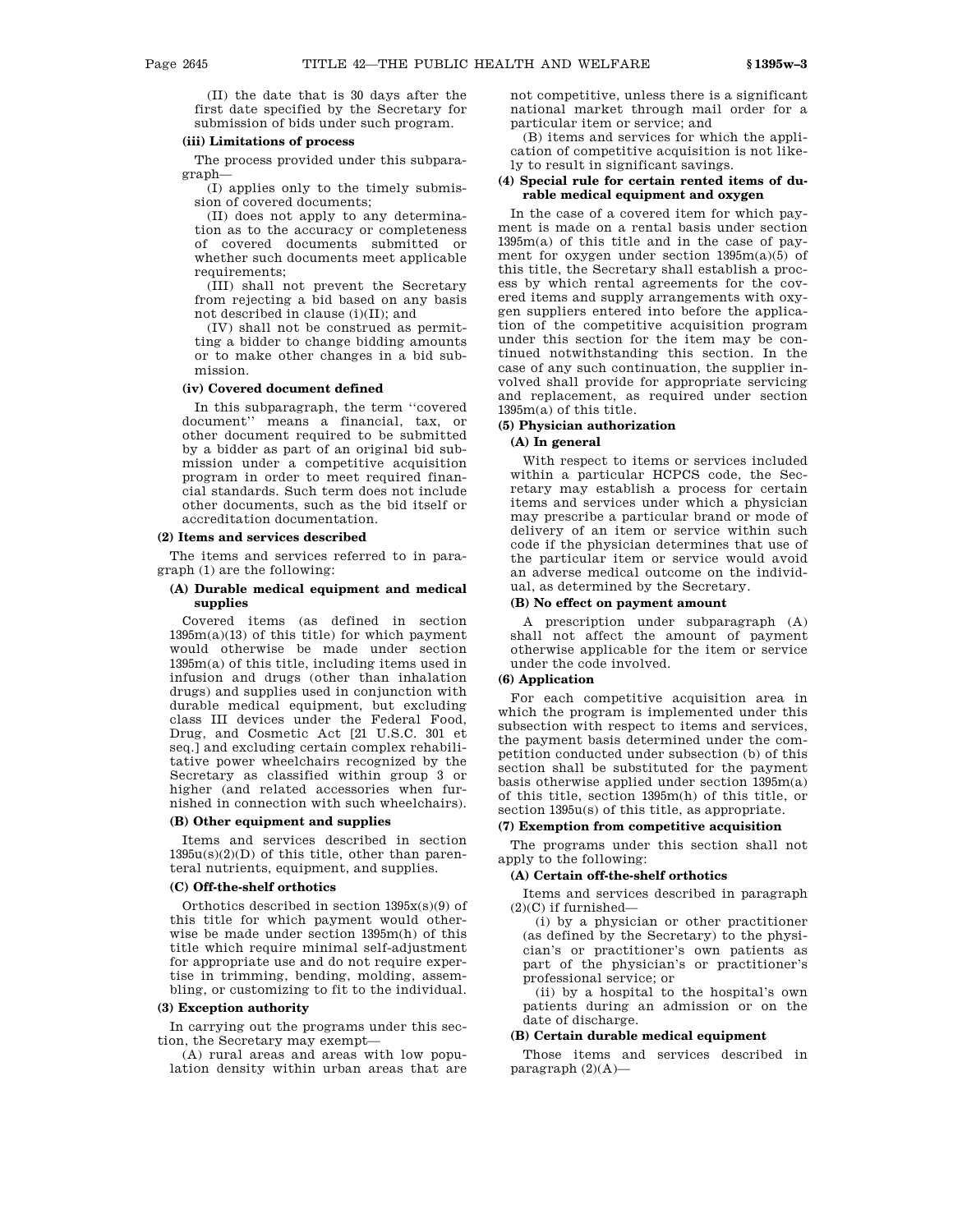(II) the date that is 30 days after the first date specified by the Secretary for submission of bids under such program.

**(iii) Limitations of process**

The process provided under this subparagraph—

(I) applies only to the timely submission of covered documents;

(II) does not apply to any determination as to the accuracy or completeness of covered documents submitted or whether such documents meet applicable requirements;

(III) shall not prevent the Secretary from rejecting a bid based on any basis not described in clause (i)(II); and

(IV) shall not be construed as permitting a bidder to change bidding amounts or to make other changes in a bid submission.

**(iv) Covered document defined**

In this subparagraph, the term ''covered document'' means a financial, tax, or other document required to be submitted by a bidder as part of an original bid submission under a competitive acquisition program in order to meet required financial standards. Such term does not include other documents, such as the bid itself or accreditation documentation.

**(2) Items and services described**

The items and services referred to in paragraph (1) are the following:

**(A) Durable medical equipment and medical supplies**

Covered items (as defined in section 1395m(a)(13) of this title) for which payment would otherwise be made under section 1395m(a) of this title, including items used in infusion and drugs (other than inhalation drugs) and supplies used in conjunction with durable medical equipment, but excluding class III devices under the Federal Food, Drug, and Cosmetic Act [21 U.S.C. 301 et seq.] and excluding certain complex rehabilitative power wheelchairs recognized by the Secretary as classified within group 3 or higher (and related accessories when furnished in connection with such wheelchairs).

**(B) Other equipment and supplies**

Items and services described in section 1395u(s)(2)(D) of this title, other than parenteral nutrients, equipment, and supplies.

**(C) Off-the-shelf orthotics**

Orthotics described in section 1395x(s)(9) of this title for which payment would otherwise be made under section 1395m(h) of this title which require minimal self-adjustment for appropriate use and do not require expertise in trimming, bending, molding, assembling, or customizing to fit to the individual.

**(3) Exception authority**

In carrying out the programs under this section, the Secretary may exempt—

(A) rural areas and areas with low population density within urban areas that are not competitive, unless there is a significant national market through mail order for a particular item or service; and

(B) items and services for which the application of competitive acquisition is not likely to result in significant savings.

**(4) Special rule for certain rented items of durable medical equipment and oxygen**

In the case of a covered item for which payment is made on a rental basis under section 1395m(a) of this title and in the case of payment for oxygen under section 1395m(a)(5) of this title, the Secretary shall establish a process by which rental agreements for the covered items and supply arrangements with oxygen suppliers entered into before the application of the competitive acquisition program under this section for the item may be continued notwithstanding this section. In the case of any such continuation, the supplier involved shall provide for appropriate servicing and replacement, as required under section 1395m(a) of this title.

**(5) Physician authorization**

**(A) In general**

With respect to items or services included within a particular HCPCS code, the Secretary may establish a process for certain items and services under which a physician may prescribe a particular brand or mode of delivery of an item or service within such code if the physician determines that use of the particular item or service would avoid an adverse medical outcome on the individual, as determined by the Secretary.

**(B) No effect on payment amount**

A prescription under subparagraph (A) shall not affect the amount of payment otherwise applicable for the item or service under the code involved.

**(6) Application**

For each competitive acquisition area in which the program is implemented under this subsection with respect to items and services, the payment basis determined under the competition conducted under subsection (b) of this section shall be substituted for the payment basis otherwise applied under section 1395m(a) of this title, section 1395m(h) of this title, or section 1395u(s) of this title, as appropriate.

**(7) Exemption from competitive acquisition**

The programs under this section shall not apply to the following:

**(A) Certain off-the-shelf orthotics**

Items and services described in paragraph (2)(C) if furnished—

(i) by a physician or other practitioner (as defined by the Secretary) to the physician's or practitioner's own patients as part of the physician's or practitioner's professional service; or

(ii) by a hospital to the hospital's own patients during an admission or on the date of discharge.

**(B) Certain durable medical equipment**

Those items and services described in paragraph (2)(A)—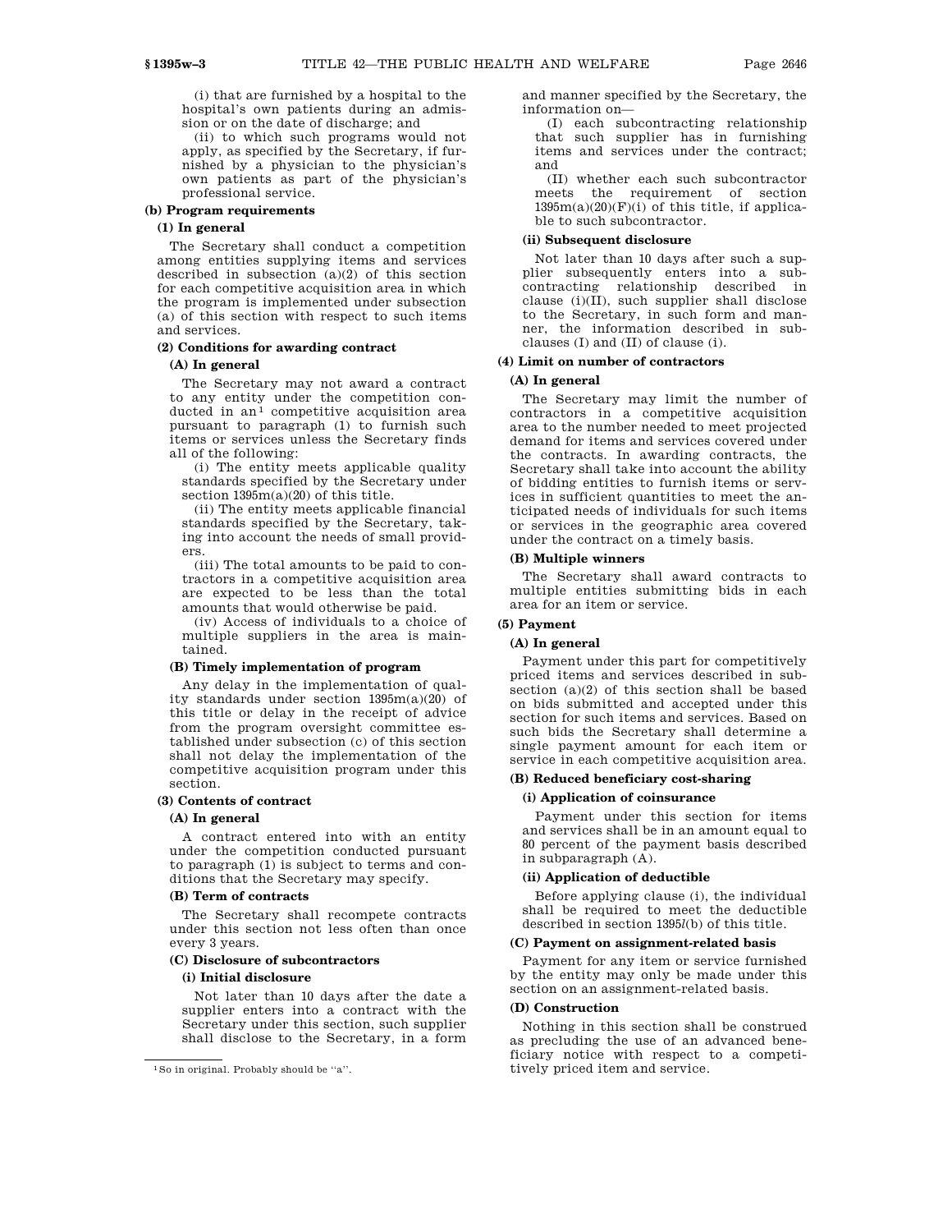(i) that are furnished by a hospital to the hospital's own patients during an admission or on the date of discharge; and

(ii) to which such programs would not apply, as specified by the Secretary, if furnished by a physician to the physician's own patients as part of the physician's professional service.

**(b) Program requirements**

**(1) In general**

The Secretary shall conduct a competition among entities supplying items and services described in subsection (a)(2) of this section for each competitive acquisition area in which the program is implemented under subsection (a) of this section with respect to such items and services.

**(2) Conditions for awarding contract**

**(A) In general**

The Secretary may not award a contract to any entity under the competition conducted in an[1] competitive acquisition area pursuant to paragraph (1) to furnish such items or services unless the Secretary finds all of the following:

(i) The entity meets applicable quality standards specified by the Secretary under section 1395m(a)(20) of this title.

(ii) The entity meets applicable financial standards specified by the Secretary, taking into account the needs of small providers.

(iii) The total amounts to be paid to contractors in a competitive acquisition area are expected to be less than the total amounts that would otherwise be paid.

(iv) Access of individuals to a choice of multiple suppliers in the area is maintained.

**(B) Timely implementation of program**

Any delay in the implementation of quality standards under section 1395m(a)(20) of this title or delay in the receipt of advice from the program oversight committee established under subsection (c) of this section shall not delay the implementation of the competitive acquisition program under this section.

**(3) Contents of contract**

**(A) In general**

A contract entered into with an entity under the competition conducted pursuant to paragraph (1) is subject to terms and conditions that the Secretary may specify.

**(B) Term of contracts**

The Secretary shall recompete contracts under this section not less often than once every 3 years.

**(C) Disclosure of subcontractors**

**(i) Initial disclosure**

Not later than 10 days after the date a supplier enters into a contract with the Secretary under this section, such supplier shall disclose to the Secretary, in a form and manner specified by the Secretary, the information on—

(I) each subcontracting relationship that such supplier has in furnishing items and services under the contract; and

(II) whether each such subcontractor meets the requirement of section 1395m(a)(20)(F)(i) of this title, if applicable to such subcontractor.

**(ii) Subsequent disclosure**

Not later than 10 days after such a supplier subsequently enters into a subcontracting relationship described in clause (i)(II), such supplier shall disclose to the Secretary, in such form and manner, the information described in subclauses (I) and (II) of clause (i).

**(4) Limit on number of contractors**

**(A) In general**

The Secretary may limit the number of contractors in a competitive acquisition area to the number needed to meet projected demand for items and services covered under the contracts. In awarding contracts, the Secretary shall take into account the ability of bidding entities to furnish items or services in sufficient quantities to meet the anticipated needs of individuals for such items or services in the geographic area covered under the contract on a timely basis.

**(B) Multiple winners**

The Secretary shall award contracts to multiple entities submitting bids in each area for an item or service.

**(5) Payment**

**(A) In general**

Payment under this part for competitively priced items and services described in subsection (a)(2) of this section shall be based on bids submitted and accepted under this section for such items and services. Based on such bids the Secretary shall determine a single payment amount for each item or service in each competitive acquisition area.

**(B) Reduced beneficiary cost-sharing**

**(i) Application of coinsurance**

Payment under this section for items and services shall be in an amount equal to 80 percent of the payment basis described in subparagraph (A).

**(ii) Application of deductible**

Before applying clause (i), the individual shall be required to meet the deductible described in section 1395*l*(b) of this title.

**(C) Payment on assignment-related basis**

Payment for any item or service furnished by the entity may only be made under this section on an assignment-related basis.

**(D) Construction**

Nothing in this section shall be construed as precluding the use of an advanced beneficiary notice with respect to a competitively priced item and service.

---

[1] So in original. Probably should be "a".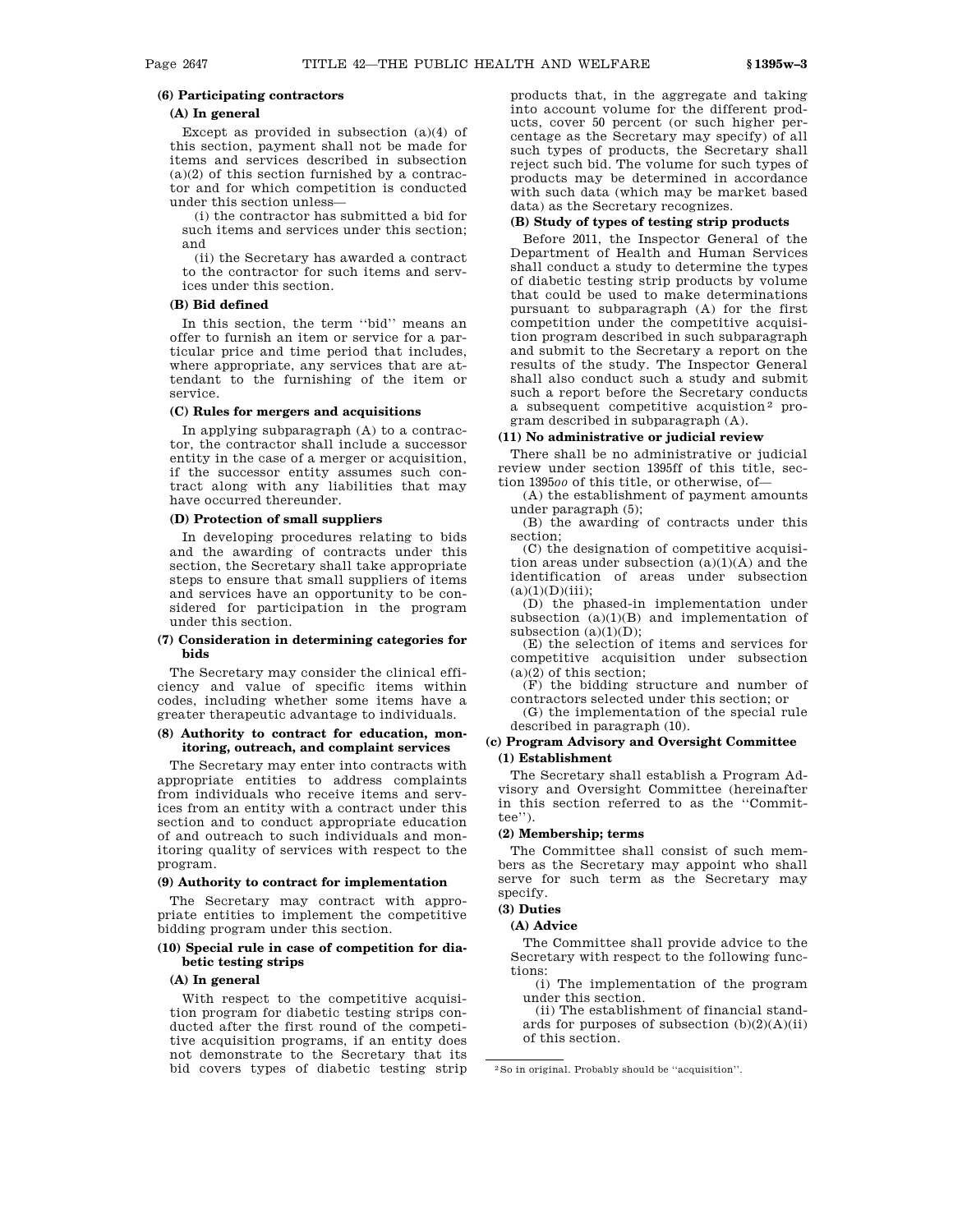**(6) Participating contractors**

**(A) In general**

Except as provided in subsection (a)(4) of this section, payment shall not be made for items and services described in subsection (a)(2) of this section furnished by a contractor and for which competition is conducted under this section unless—

(i) the contractor has submitted a bid for such items and services under this section; and

(ii) the Secretary has awarded a contract to the contractor for such items and services under this section.

**(B) Bid defined**

In this section, the term ''bid'' means an offer to furnish an item or service for a particular price and time period that includes, where appropriate, any services that are attendant to the furnishing of the item or service.

**(C) Rules for mergers and acquisitions**

In applying subparagraph (A) to a contractor, the contractor shall include a successor entity in the case of a merger or acquisition, if the successor entity assumes such contract along with any liabilities that may have occurred thereunder.

**(D) Protection of small suppliers**

In developing procedures relating to bids and the awarding of contracts under this section, the Secretary shall take appropriate steps to ensure that small suppliers of items and services have an opportunity to be considered for participation in the program under this section.

**(7) Consideration in determining categories for bids**

The Secretary may consider the clinical efficiency and value of specific items within codes, including whether some items have a greater therapeutic advantage to individuals.

**(8) Authority to contract for education, monitoring, outreach, and complaint services**

The Secretary may enter into contracts with appropriate entities to address complaints from individuals who receive items and services from an entity with a contract under this section and to conduct appropriate education of and outreach to such individuals and monitoring quality of services with respect to the program.

**(9) Authority to contract for implementation**

The Secretary may contract with appropriate entities to implement the competitive bidding program under this section.

**(10) Special rule in case of competition for diabetic testing strips**

**(A) In general**

With respect to the competitive acquisition program for diabetic testing strips conducted after the first round of the competitive acquisition programs, if an entity does not demonstrate to the Secretary that its bid covers types of diabetic testing strip products that, in the aggregate and taking into account volume for the different products, cover 50 percent (or such higher percentage as the Secretary may specify) of all such types of products, the Secretary shall reject such bid. The volume for such types of products may be determined in accordance with such data (which may be market based data) as the Secretary recognizes.

**(B) Study of types of testing strip products**

Before 2011, the Inspector General of the Department of Health and Human Services shall conduct a study to determine the types of diabetic testing strip products by volume that could be used to make determinations pursuant to subparagraph (A) for the first competition under the competitive acquisition program described in such subparagraph and submit to the Secretary a report on the results of the study. The Inspector General shall also conduct such a study and submit such a report before the Secretary conducts a subsequent competitive acquistion[2] program described in subparagraph (A).

**(11) No administrative or judicial review**

There shall be no administrative or judicial review under section 1395ff of this title, section 1395*oo* of this title, or otherwise, of—

(A) the establishment of payment amounts under paragraph (5);

(B) the awarding of contracts under this section;

(C) the designation of competitive acquisition areas under subsection (a)(1)(A) and the identification of areas under subsection (a)(1)(D)(iii);

(D) the phased-in implementation under subsection (a)(1)(B) and implementation of subsection (a)(1)(D);

(E) the selection of items and services for competitive acquisition under subsection (a)(2) of this section;

(F) the bidding structure and number of contractors selected under this section; or

(G) the implementation of the special rule described in paragraph (10).

**(c) Program Advisory and Oversight Committee**

**(1) Establishment**

The Secretary shall establish a Program Advisory and Oversight Committee (hereinafter in this section referred to as the ''Committee'').

**(2) Membership; terms**

The Committee shall consist of such members as the Secretary may appoint who shall serve for such term as the Secretary may specify.

**(3) Duties**

**(A) Advice**

The Committee shall provide advice to the Secretary with respect to the following functions:

(i) The implementation of the program under this section.

(ii) The establishment of financial standards for purposes of subsection (b)(2)(A)(ii) of this section.

[2] So in original. Probably should be ''acquisition''.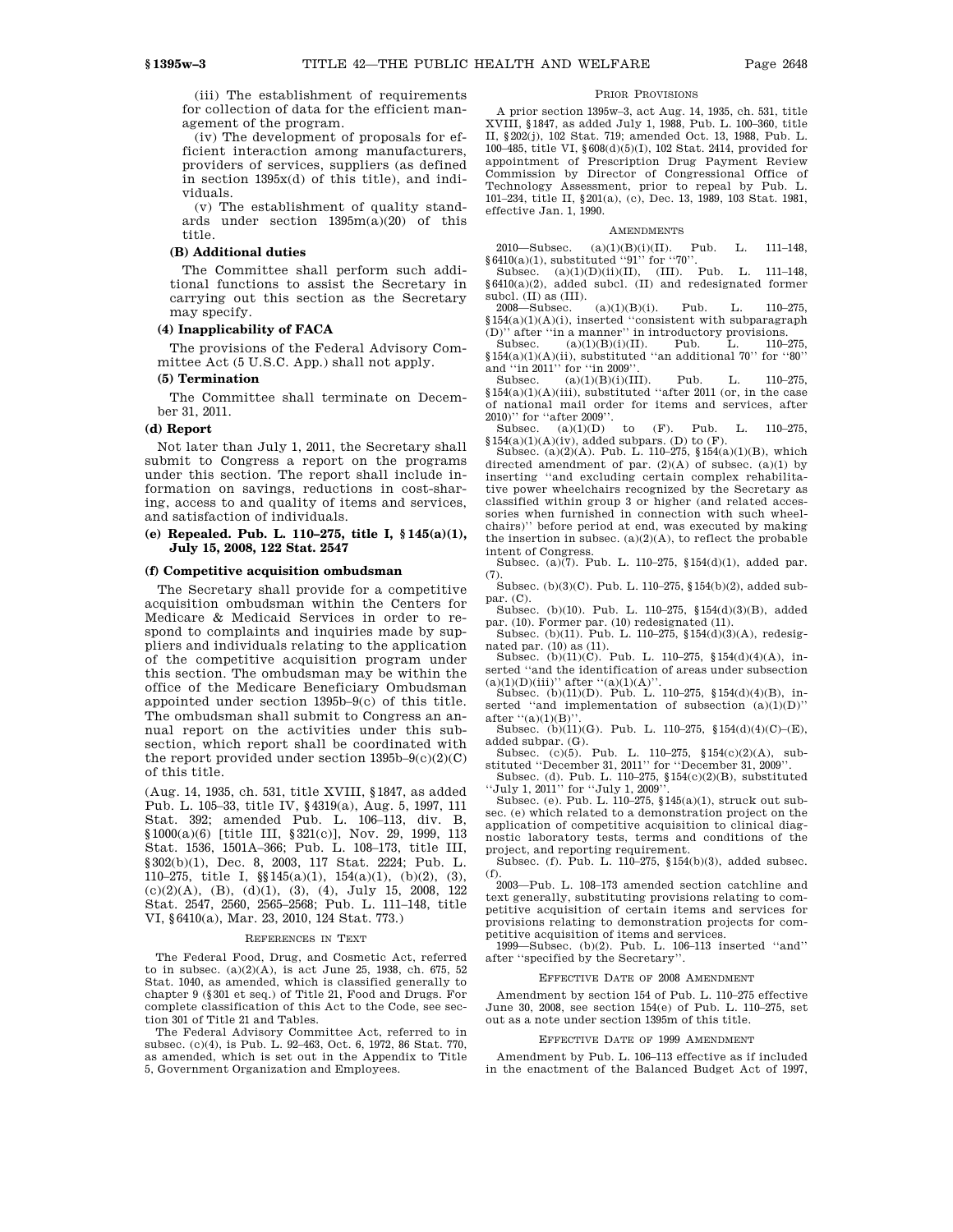(iii) The establishment of requirements for collection of data for the efficient management of the program.

(iv) The development of proposals for efficient interaction among manufacturers, providers of services, suppliers (as defined in section 1395x(d) of this title), and individuals.

(v) The establishment of quality standards under section 1395m(a)(20) of this title.

**(B) Additional duties**

The Committee shall perform such additional functions to assist the Secretary in carrying out this section as the Secretary may specify.

**(4) Inapplicability of FACA**

The provisions of the Federal Advisory Committee Act (5 U.S.C. App.) shall not apply.

**(5) Termination**

The Committee shall terminate on December 31, 2011.

**(d) Report**

Not later than July 1, 2011, the Secretary shall submit to Congress a report on the programs under this section. The report shall include information on savings, reductions in cost-sharing, access to and quality of items and services, and satisfaction of individuals.

**(e) Repealed. Pub. L. 110–275, title I, §145(a)(1), July 15, 2008, 122 Stat. 2547**

**(f) Competitive acquisition ombudsman**

The Secretary shall provide for a competitive acquisition ombudsman within the Centers for Medicare & Medicaid Services in order to respond to complaints and inquiries made by suppliers and individuals relating to the application of the competitive acquisition program under this section. The ombudsman may be within the office of the Medicare Beneficiary Ombudsman appointed under section 1395b–9(c) of this title. The ombudsman shall submit to Congress an annual report on the activities under this subsection, which report shall be coordinated with the report provided under section 1395b–9(c)(2)(C) of this title.

(Aug. 14, 1935, ch. 531, title XVIII, §1847, as added Pub. L. 105–33, title IV, §4319(a), Aug. 5, 1997, 111 Stat. 392; amended Pub. L. 106–113, div. B, §1000(a)(6) [title III, §321(c)], Nov. 29, 1999, 113 Stat. 1536, 1501A–366; Pub. L. 108–173, title III, §302(b)(1), Dec. 8, 2003, 117 Stat. 2224; Pub. L. 110–275, title I, §§145(a)(1), 154(a)(1), (b)(2), (3), (c)(2)(A), (B), (d)(1), (3), (4), July 15, 2008, 122 Stat. 2547, 2560, 2565–2568; Pub. L. 111–148, title VI, §6410(a), Mar. 23, 2010, 124 Stat. 773.)

REFERENCES IN TEXT

The Federal Food, Drug, and Cosmetic Act, referred to in subsec. (a)(2)(A), is act June 25, 1938, ch. 675, 52 Stat. 1040, as amended, which is classified generally to chapter 9 (§301 et seq.) of Title 21, Food and Drugs. For complete classification of this Act to the Code, see section 301 of Title 21 and Tables.

The Federal Advisory Committee Act, referred to in subsec. (c)(4), is Pub. L. 92–463, Oct. 6, 1972, 86 Stat. 770, as amended, which is set out in the Appendix to Title 5, Government Organization and Employees.

PRIOR PROVISIONS

A prior section 1395w–3, act Aug. 14, 1935, ch. 531, title XVIII, as added July 1, 1988, Pub. L. 100–360, title II, §202(j), 102 Stat. 719; amended Oct. 13, 1988, Pub. L. 100–485, title VI, §608(d)(5)(I), 102 Stat. 2414, provided for appointment of Prescription Drug Payment Review Commission by Director of Congressional Office of Technology Assessment, prior to repeal by Pub. L. 101–234, title II, §201(a), (c), Dec. 13, 1989, 103 Stat. 1981, effective Jan. 1, 1990.

AMENDMENTS

2010—Subsec. (a)(1)(B)(i)(II). Pub. L. 111–148, §6410(a)(1), substituted "91" for "70".

Subsec. (a)(1)(D)(ii)(II), (III). Pub. L. 111–148, §6410(a)(2), added subcl. (II) and redesignated former subcl. (II) as (III).

2008—Subsec. (a)(1)(B)(i). Pub. L. 110–275, §154(a)(1)(A)(i), inserted "consistent with subparagraph (D)" after "in a manner" in introductory provisions.

Subsec. (a)(1)(B)(i)(II). Pub. L. 110–275, §154(a)(1)(A)(ii), substituted "an additional 70" for "80" and "in 2011" for "in 2009".

Subsec. (a)(1)(B)(i)(III). Pub. L. 110–275, §154(a)(1)(A)(iii), substituted "after 2011 (or, in the case of national mail order for items and services, after 2010)" for "after 2009".

Subsec. (a)(1)(D) to (F). Pub. L. 110–275, §154(a)(1)(A)(iv), added subpars. (D) to (F).

Subsec. (a)(2)(A). Pub. L. 110–275, §154(a)(1)(B), which directed amendment of par. (2)(A) of subsec. (a)(1) by inserting "and excluding certain complex rehabilitative power wheelchairs recognized by the Secretary as classified within group 3 or higher (and related accessories when furnished in connection with such wheelchairs)" before period at end, was executed by making the insertion in subsec. (a)(2)(A), to reflect the probable intent of Congress.

Subsec. (a)(7). Pub. L. 110–275, §154(d)(1), added par. (7).

Subsec. (b)(3)(C). Pub. L. 110–275, §154(b)(2), added subpar. (C).

Subsec. (b)(10). Pub. L. 110–275, §154(d)(3)(B), added par. (10). Former par. (10) redesignated (11).

Subsec. (b)(11). Pub. L. 110–275, §154(d)(3)(A), redesignated par. (10) as (11).

Subsec. (b)(11)(C). Pub. L. 110–275, §154(d)(4)(A), inserted "and the identification of areas under subsection (a)(1)(D)(iii)" after "(a)(1)(A)".

Subsec. (b)(11)(D). Pub. L. 110–275, §154(d)(4)(B), inserted "and implementation of subsection (a)(1)(D)" after "(a)(1)(B)".

Subsec. (b)(11)(G). Pub. L. 110–275, §154(d)(4)(C)–(E), added subpar. (G).

Subsec. (c)(5). Pub. L. 110–275, §154(c)(2)(A), substituted "December 31, 2011" for "December 31, 2009".

Subsec. (d). Pub. L. 110–275, §154(c)(2)(B), substituted "July 1, 2011" for "July 1, 2009".

Subsec. (e). Pub. L. 110–275, §145(a)(1), struck out subsec. (e) which related to a demonstration project on the application of competitive acquisition to clinical diagnostic laboratory tests, terms and conditions of the project, and reporting requirement.

Subsec. (f). Pub. L. 110–275, §154(b)(3), added subsec. (f).

2003—Pub. L. 108–173 amended section catchline and text generally, substituting provisions relating to competitive acquisition of certain items and services for provisions relating to demonstration projects for competitive acquisition of items and services.

1999—Subsec. (b)(2). Pub. L. 106–113 inserted "and" after "specified by the Secretary".

EFFECTIVE DATE OF 2008 AMENDMENT

Amendment by section 154 of Pub. L. 110–275 effective June 30, 2008, see section 154(e) of Pub. L. 110–275, set out as a note under section 1395m of this title.

EFFECTIVE DATE OF 1999 AMENDMENT

Amendment by Pub. L. 106–113 effective as if included in the enactment of the Balanced Budget Act of 1997,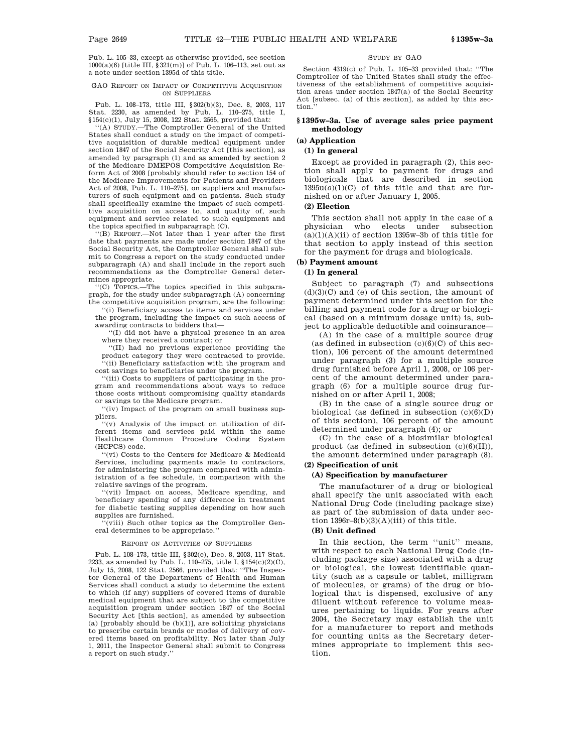Pub. L. 105–33, except as otherwise provided, see section 1000(a)(6) [title III, §321(m)] of Pub. L. 106–113, set out as a note under section 1395d of this title.

GAO REPORT ON IMPACT OF COMPETITIVE ACQUISITION ON SUPPLIERS

Pub. L. 108–173, title III, §302(b)(3), Dec. 8, 2003, 117 Stat. 2230, as amended by Pub. L. 110–275, title I, §154(c)(1), July 15, 2008, 122 Stat. 2565, provided that:

''(A) STUDY.—The Comptroller General of the United States shall conduct a study on the impact of competitive acquisition of durable medical equipment under section 1847 of the Social Security Act [this section], as amended by paragraph (1) and as amended by section 2 of the Medicare DMEPOS Competitive Acquisition Reform Act of 2008 [probably should refer to section 154 of the Medicare Improvements for Patients and Providers Act of 2008, Pub. L. 110–275], on suppliers and manufacturers of such equipment and on patients. Such study shall specifically examine the impact of such competitive acquisition on access to, and quality of, such equipment and service related to such equipment and the topics specified in subparagraph (C).

''(B) REPORT.—Not later than 1 year after the first date that payments are made under section 1847 of the Social Security Act, the Comptroller General shall submit to Congress a report on the study conducted under subparagraph (A) and shall include in the report such recommendations as the Comptroller General determines appropriate.

''(C) TOPICS.—The topics specified in this subparagraph, for the study under subparagraph (A) concerning the competitive acquisition program, are the following:

''(i) Beneficiary access to items and services under the program, including the impact on such access of awarding contracts to bidders that—

''(I) did not have a physical presence in an area where they received a contract; or

''(II) had no previous experience providing the product category they were contracted to provide.

''(ii) Beneficiary satisfaction with the program and cost savings to beneficiaries under the program.

''(iii) Costs to suppliers of participating in the program and recommendations about ways to reduce those costs without compromising quality standards or savings to the Medicare program.

''(iv) Impact of the program on small business suppliers.

''(v) Analysis of the impact on utilization of different items and services paid within the same Healthcare Common Procedure Coding System (HCPCS) code.

''(vi) Costs to the Centers for Medicare & Medicaid Services, including payments made to contractors, for administering the program compared with administration of a fee schedule, in comparison with the relative savings of the program.

''(vii) Impact on access, Medicare spending, and beneficiary spending of any difference in treatment for diabetic testing supplies depending on how such supplies are furnished.

''(viii) Such other topics as the Comptroller General determines to be appropriate.''

REPORT ON ACTIVITIES OF SUPPLIERS

Pub. L. 108–173, title III, §302(e), Dec. 8, 2003, 117 Stat. 2233, as amended by Pub. L. 110–275, title I, §154(c)(2)(C), July 15, 2008, 122 Stat. 2566, provided that: ''The Inspector General of the Department of Health and Human Services shall conduct a study to determine the extent to which (if any) suppliers of covered items of durable medical equipment that are subject to the competitive acquisition program under section 1847 of the Social Security Act [this section], as amended by subsection (a) [probably should be (b)(1)], are soliciting physicians to prescribe certain brands or modes of delivery of covered items based on profitability. Not later than July 1, 2011, the Inspector General shall submit to Congress a report on such study.''

STUDY BY GAO

Section 4319(c) of Pub. L. 105–33 provided that: ''The Comptroller of the United States shall study the effectiveness of the establishment of competitive acquisition areas under section 1847(a) of the Social Security Act [subsec. (a) of this section], as added by this section.''

## §1395w–3a. Use of average sales price payment methodology

### (a) Application

#### (1) In general

Except as provided in paragraph (2), this section shall apply to payment for drugs and biologicals that are described in section 1395u(*o*)(1)(C) of this title and that are furnished on or after January 1, 2005.

#### (2) Election

This section shall not apply in the case of a physician who elects under subsection (a)(1)(A)(ii) of section 1395w–3b of this title for that section to apply instead of this section for the payment for drugs and biologicals.

### (b) Payment amount

#### (1) In general

Subject to paragraph (7) and subsections (d)(3)(C) and (e) of this section, the amount of payment determined under this section for the billing and payment code for a drug or biological (based on a minimum dosage unit) is, subject to applicable deductible and coinsurance—

(A) in the case of a multiple source drug (as defined in subsection (c)(6)(C) of this section), 106 percent of the amount determined under paragraph (3) for a multiple source drug furnished before April 1, 2008, or 106 percent of the amount determined under paragraph (6) for a multiple source drug furnished on or after April 1, 2008;

(B) in the case of a single source drug or biological (as defined in subsection (c)(6)(D) of this section), 106 percent of the amount determined under paragraph (4); or

(C) in the case of a biosimilar biological product (as defined in subsection (c)(6)(H)), the amount determined under paragraph (8).

#### (2) Specification of unit

##### (A) Specification by manufacturer

The manufacturer of a drug or biological shall specify the unit associated with each National Drug Code (including package size) as part of the submission of data under section 1396r–8(b)(3)(A)(iii) of this title.

##### (B) Unit defined

In this section, the term ''unit'' means, with respect to each National Drug Code (including package size) associated with a drug or biological, the lowest identifiable quantity (such as a capsule or tablet, milligram of molecules, or grams) of the drug or biological that is dispensed, exclusive of any diluent without reference to volume measures pertaining to liquids. For years after 2004, the Secretary may establish the unit for a manufacturer to report and methods for counting units as the Secretary determines appropriate to implement this section.